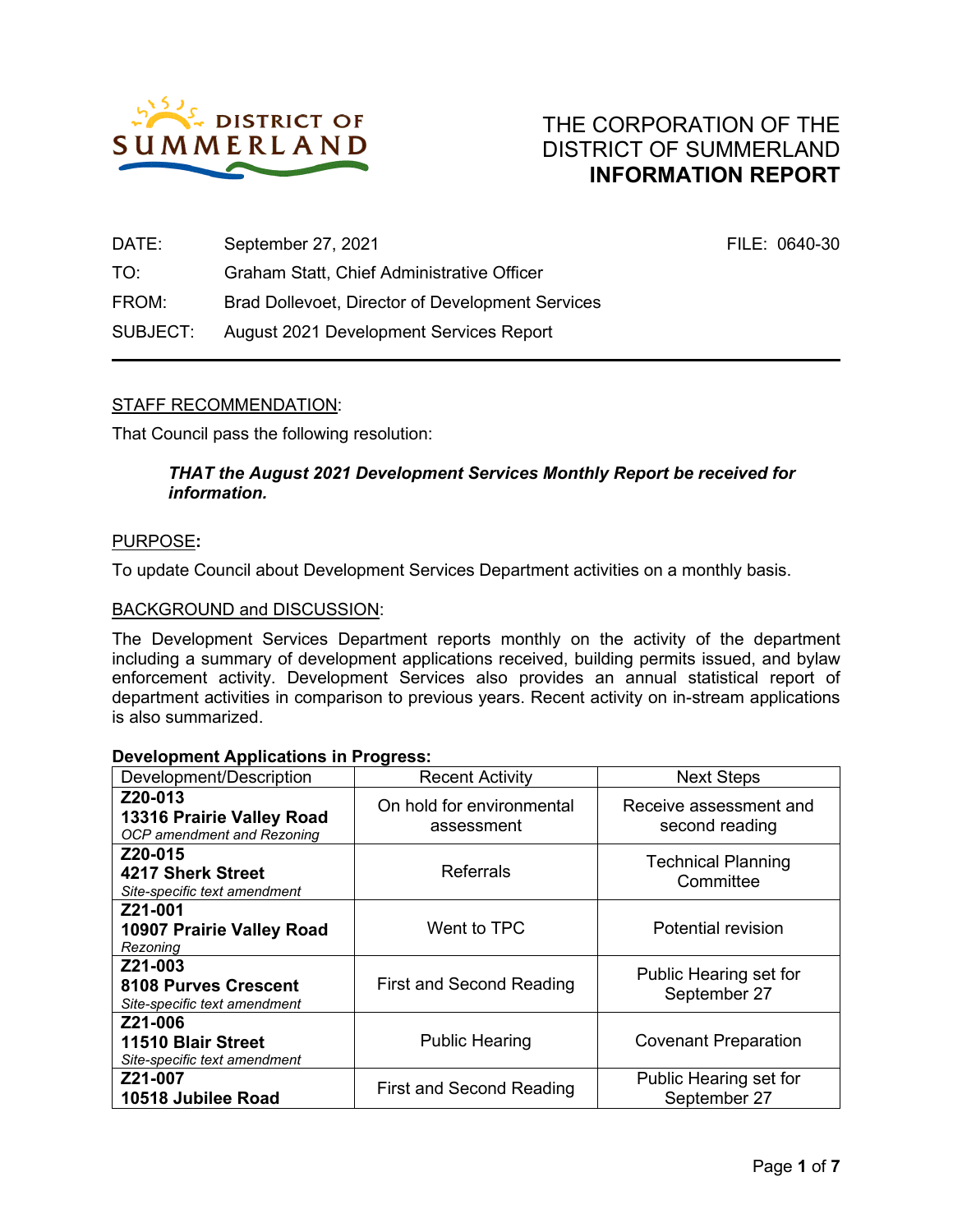DISTRICT OF SUMMERLAND

# THE CORPORATION OF THE DISTRICT OF SUMMERLAND
## INFORMATION REPORT

DATE: September 27, 2021 FILE: 0640-30

TO: Graham Statt, Chief Administrative Officer

FROM: Brad Dollevoet, Director of Development Services

SUBJECT: August 2021 Development Services Report

---

STAFF RECOMMENDATION:

That Council pass the following resolution:

> ***THAT the August 2021 Development Services Monthly Report be received for information.***

PURPOSE**:**

To update Council about Development Services Department activities on a monthly basis.

BACKGROUND and DISCUSSION:

The Development Services Department reports monthly on the activity of the department including a summary of development applications received, building permits issued, and bylaw enforcement activity. Development Services also provides an annual statistical report of department activities in comparison to previous years. Recent activity on in-stream applications is also summarized.

**Development Applications in Progress:**

| Development/Description | Recent Activity | Next Steps |
|---|---|---|
| **Z20-013**<br>**13316 Prairie Valley Road**<br>*OCP amendment and Rezoning* | On hold for environmental assessment | Receive assessment and second reading |
| **Z20-015**<br>**4217 Sherk Street**<br>*Site-specific text amendment* | Referrals | Technical Planning Committee |
| **Z21-001**<br>**10907 Prairie Valley Road**<br>*Rezoning* | Went to TPC | Potential revision |
| **Z21-003**<br>**8108 Purves Crescent**<br>*Site-specific text amendment* | First and Second Reading | Public Hearing set for September 27 |
| **Z21-006**<br>**11510 Blair Street**<br>*Site-specific text amendment* | Public Hearing | Covenant Preparation |
| **Z21-007**<br>**10518 Jubilee Road** | First and Second Reading | Public Hearing set for September 27 |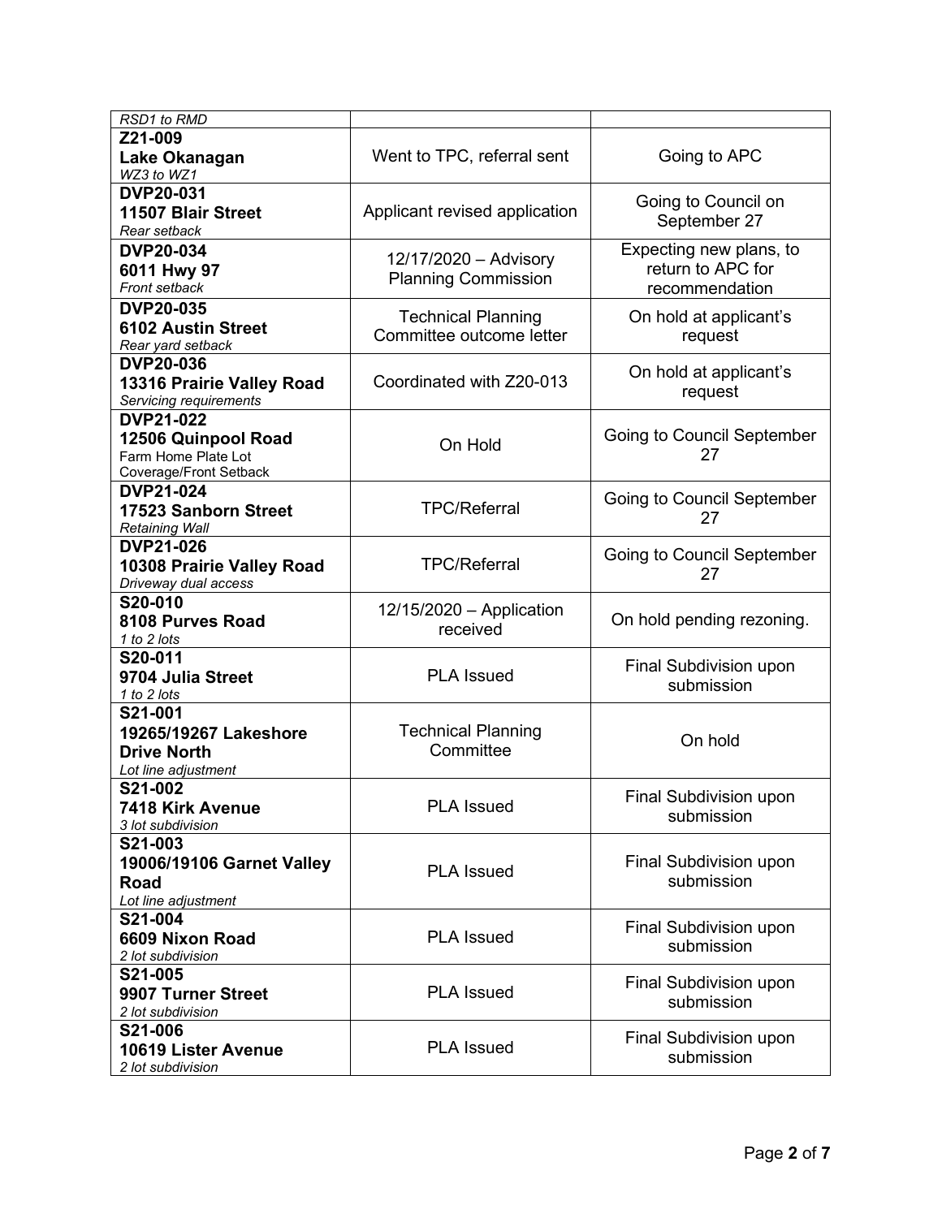| | | |
|---|---|---|
| *RSD1 to RMD* | | |
| **Z21-009**<br>**Lake Okanagan**<br>*WZ3 to WZ1* | Went to TPC, referral sent | Going to APC |
| **DVP20-031**<br>**11507 Blair Street**<br>*Rear setback* | Applicant revised application | Going to Council on September 27 |
| **DVP20-034**<br>**6011 Hwy 97**<br>*Front setback* | 12/17/2020 – Advisory Planning Commission | Expecting new plans, to return to APC for recommendation |
| **DVP20-035**<br>**6102 Austin Street**<br>*Rear yard setback* | Technical Planning Committee outcome letter | On hold at applicant's request |
| **DVP20-036**<br>**13316 Prairie Valley Road**<br>*Servicing requirements* | Coordinated with Z20-013 | On hold at applicant's request |
| **DVP21-022**<br>**12506 Quinpool Road**<br>Farm Home Plate Lot Coverage/Front Setback | On Hold | Going to Council September 27 |
| **DVP21-024**<br>**17523 Sanborn Street**<br>*Retaining Wall* | TPC/Referral | Going to Council September 27 |
| **DVP21-026**<br>**10308 Prairie Valley Road**<br>*Driveway dual access* | TPC/Referral | Going to Council September 27 |
| **S20-010**<br>**8108 Purves Road**<br>*1 to 2 lots* | 12/15/2020 – Application received | On hold pending rezoning. |
| **S20-011**<br>**9704 Julia Street**<br>*1 to 2 lots* | PLA Issued | Final Subdivision upon submission |
| **S21-001**<br>**19265/19267 Lakeshore Drive North**<br>*Lot line adjustment* | Technical Planning Committee | On hold |
| **S21-002**<br>**7418 Kirk Avenue**<br>*3 lot subdivision* | PLA Issued | Final Subdivision upon submission |
| **S21-003**<br>**19006/19106 Garnet Valley Road**<br>*Lot line adjustment* | PLA Issued | Final Subdivision upon submission |
| **S21-004**<br>**6609 Nixon Road**<br>*2 lot subdivision* | PLA Issued | Final Subdivision upon submission |
| **S21-005**<br>**9907 Turner Street**<br>*2 lot subdivision* | PLA Issued | Final Subdivision upon submission |
| **S21-006**<br>**10619 Lister Avenue**<br>*2 lot subdivision* | PLA Issued | Final Subdivision upon submission |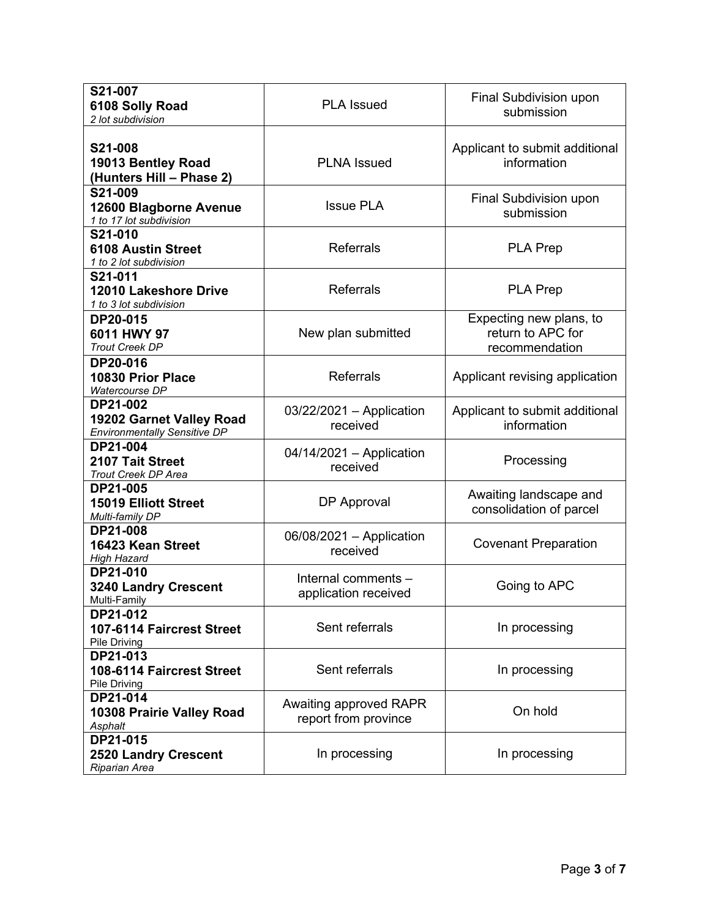| | | |
|---|---|---|
| **S21-007**<br>**6108 Solly Road**<br>*2 lot subdivision* | PLA Issued | Final Subdivision upon submission |
| **S21-008**<br>**19013 Bentley Road (Hunters Hill – Phase 2)** | PLNA Issued | Applicant to submit additional information |
| **S21-009**<br>**12600 Blagborne Avenue**<br>*1 to 17 lot subdivision* | Issue PLA | Final Subdivision upon submission |
| **S21-010**<br>**6108 Austin Street**<br>*1 to 2 lot subdivision* | Referrals | PLA Prep |
| **S21-011**<br>**12010 Lakeshore Drive**<br>*1 to 3 lot subdivision* | Referrals | PLA Prep |
| **DP20-015**<br>**6011 HWY 97**<br>*Trout Creek DP* | New plan submitted | Expecting new plans, to return to APC for recommendation |
| **DP20-016**<br>**10830 Prior Place**<br>*Watercourse DP* | Referrals | Applicant revising application |
| **DP21-002**<br>**19202 Garnet Valley Road**<br>*Environmentally Sensitive DP* | 03/22/2021 – Application received | Applicant to submit additional information |
| **DP21-004**<br>**2107 Tait Street**<br>*Trout Creek DP Area* | 04/14/2021 – Application received | Processing |
| **DP21-005**<br>**15019 Elliott Street**<br>*Multi-family DP* | DP Approval | Awaiting landscape and consolidation of parcel |
| **DP21-008**<br>**16423 Kean Street**<br>*High Hazard* | 06/08/2021 – Application received | Covenant Preparation |
| **DP21-010**<br>**3240 Landry Crescent**<br>Multi-Family | Internal comments – application received | Going to APC |
| **DP21-012**<br>**107-6114 Faircrest Street**<br>Pile Driving | Sent referrals | In processing |
| **DP21-013**<br>**108-6114 Faircrest Street**<br>Pile Driving | Sent referrals | In processing |
| **DP21-014**<br>**10308 Prairie Valley Road**<br>*Asphalt* | Awaiting approved RAPR report from province | On hold |
| **DP21-015**<br>**2520 Landry Crescent**<br>*Riparian Area* | In processing | In processing |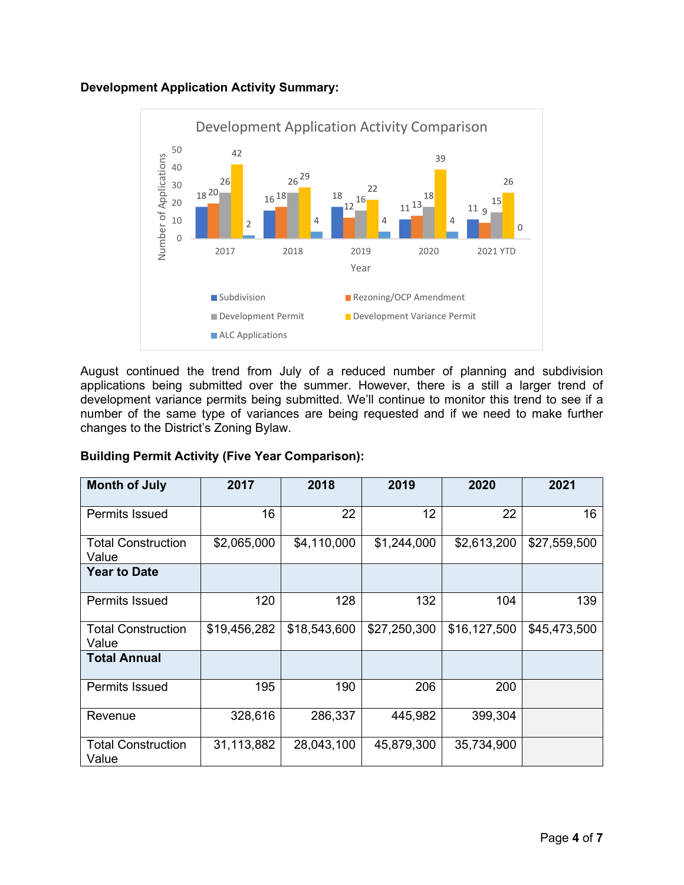**Development Application Activity Summary:**

August continued the trend from July of a reduced number of planning and subdivision applications being submitted over the summer. However, there is a still a larger trend of development variance permits being submitted. We'll continue to monitor this trend to see if a number of the same type of variances are being requested and if we need to make further changes to the District's Zoning Bylaw.

**Building Permit Activity (Five Year Comparison):**

| Month of July | 2017 | 2018 | 2019 | 2020 | 2021 |
|---|---|---|---|---|---|
| Permits Issued | 16 | 22 | 12 | 22 | 16 |
| Total Construction Value | $2,065,000 | $4,110,000 | $1,244,000 | $2,613,200 | $27,559,500 |
| **Year to Date** | | | | | |
| Permits Issued | 120 | 128 | 132 | 104 | 139 |
| Total Construction Value | $19,456,282 | $18,543,600 | $27,250,300 | $16,127,500 | $45,473,500 |
| **Total Annual** | | | | | |
| Permits Issued | 195 | 190 | 206 | 200 | |
| Revenue | 328,616 | 286,337 | 445,982 | 399,304 | |
| Total Construction Value | 31,113,882 | 28,043,100 | 45,879,300 | 35,734,900 | |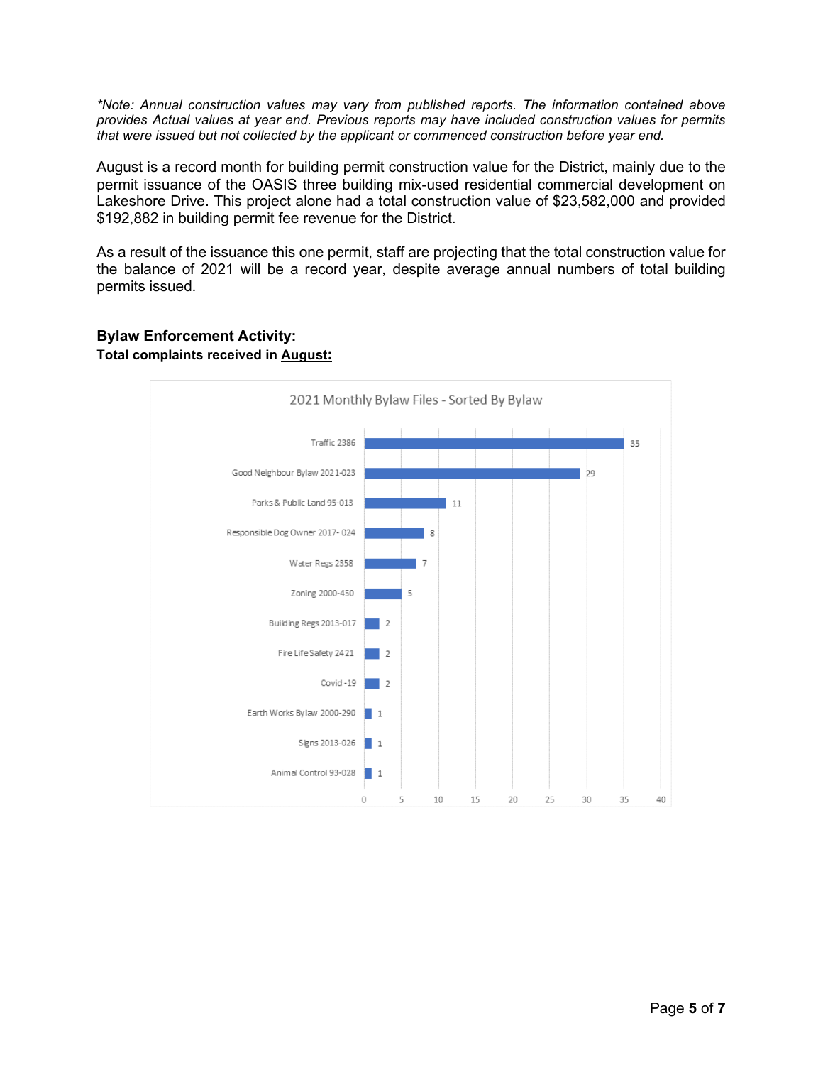*\*Note: Annual construction values may vary from published reports. The information contained above provides Actual values at year end. Previous reports may have included construction values for permits that were issued but not collected by the applicant or commenced construction before year end.*

August is a record month for building permit construction value for the District, mainly due to the permit issuance of the OASIS three building mix-used residential commercial development on Lakeshore Drive. This project alone had a total construction value of $23,582,000 and provided $192,882 in building permit fee revenue for the District.

As a result of the issuance this one permit, staff are projecting that the total construction value for the balance of 2021 will be a record year, despite average annual numbers of total building permits issued.

### Bylaw Enforcement Activity:

**Total complaints received in <u>August:</u>**

**2021 Monthly Bylaw Files - Sorted By Bylaw**

| Bylaw | Files |
|---|---|
| Traffic 2386 | 35 |
| Good Neighbour Bylaw 2021-023 | 29 |
| Parks & Public Land 95-013 | 11 |
| Responsible Dog Owner 2017- 024 | 8 |
| Water Regs 2358 | 7 |
| Zoning 2000-450 | 5 |
| Building Regs 2013-017 | 2 |
| Fire Life Safety 2421 | 2 |
| Covid -19 | 2 |
| Earth Works Bylaw 2000-290 | 1 |
| Signs 2013-026 | 1 |
| Animal Control 93-028 | 1 |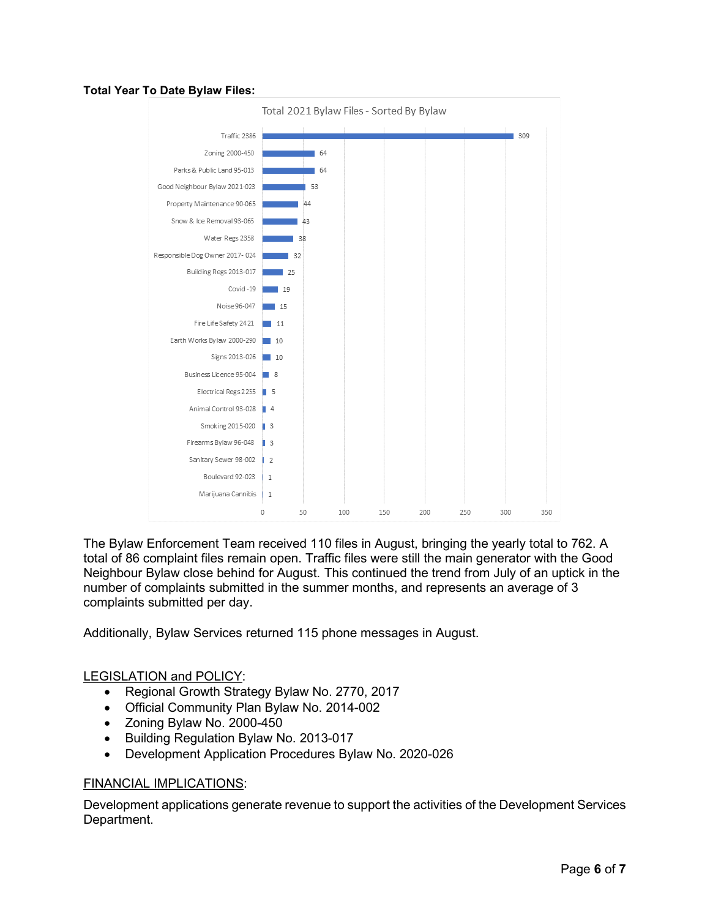**Total Year To Date Bylaw Files:**

Total 2021 Bylaw Files - Sorted By Bylaw

| Bylaw | Files |
|---|---|
| Traffic 2386 | 309 |
| Zoning 2000-450 | 64 |
| Parks & Public Land 95-013 | 64 |
| Good Neighbour Bylaw 2021-023 | 53 |
| Property Maintenance 90-065 | 44 |
| Snow & Ice Removal 93-065 | 43 |
| Water Regs 2358 | 38 |
| Responsible Dog Owner 2017- 024 | 32 |
| Building Regs 2013-017 | 25 |
| Covid -19 | 19 |
| Noise 96-047 | 15 |
| Fire Life Safety 2421 | 11 |
| Earth Works Bylaw 2000-290 | 10 |
| Signs 2013-026 | 10 |
| Business Licence 95-004 | 8 |
| Electrical Regs 2255 | 5 |
| Animal Control 93-028 | 4 |
| Smoking 2015-020 | 3 |
| Firearms Bylaw 96-048 | 3 |
| Sanitary Sewer 98-002 | 2 |
| Boulevard 92-023 | 1 |
| Marijuana Cannibis | 1 |

The Bylaw Enforcement Team received 110 files in August, bringing the yearly total to 762. A total of 86 complaint files remain open. Traffic files were still the main generator with the Good Neighbour Bylaw close behind for August. This continued the trend from July of an uptick in the number of complaints submitted in the summer months, and represents an average of 3 complaints submitted per day.

Additionally, Bylaw Services returned 115 phone messages in August.

<u>LEGISLATION and POLICY</u>:

- Regional Growth Strategy Bylaw No. 2770, 2017
- Official Community Plan Bylaw No. 2014-002
- Zoning Bylaw No. 2000-450
- Building Regulation Bylaw No. 2013-017
- Development Application Procedures Bylaw No. 2020-026

<u>FINANCIAL IMPLICATIONS</u>:

Development applications generate revenue to support the activities of the Development Services Department.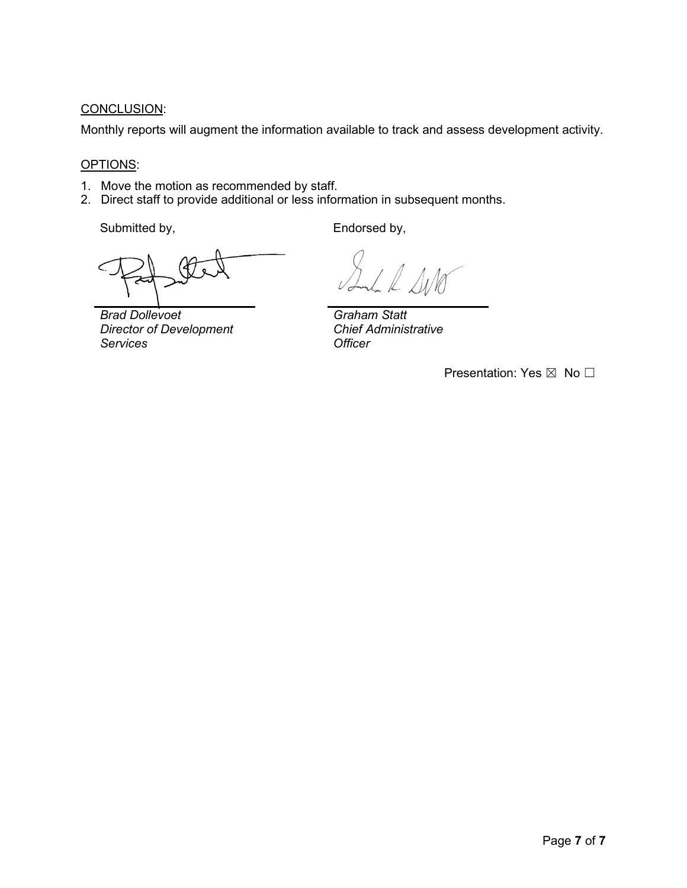CONCLUSION:

Monthly reports will augment the information available to track and assess development activity.

OPTIONS:

1. Move the motion as recommended by staff.
2. Direct staff to provide additional or less information in subsequent months.

| Submitted by, | Endorsed by, |
|---|---|
| *Brad Dollevoet*<br>*Director of Development Services* | *Graham Statt*<br>*Chief Administrative Officer* |

Presentation: Yes ☒ No ☐